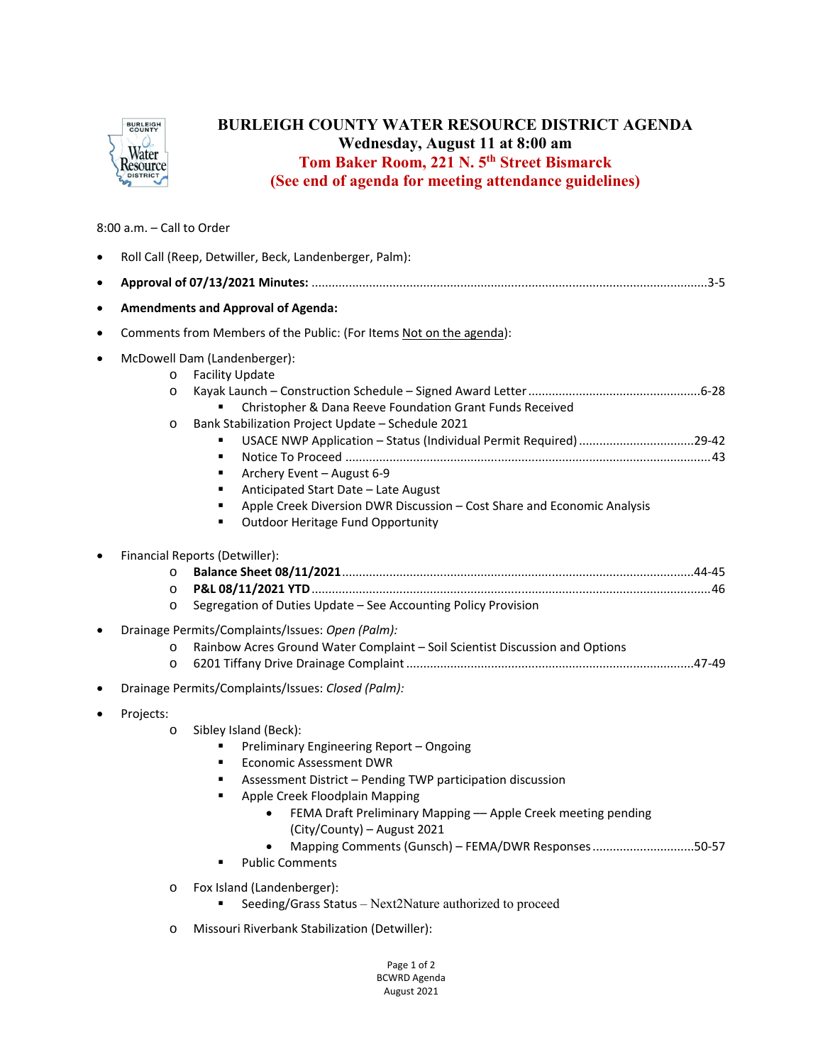# BURLEIGH COUNTY WATER RESOURCE DISTRICT AGENDA

**Wednesday, August 11 at 8:00 am**

**Tom Baker Room, 221 N. 5th Street Bismarck**

**(See end of agenda for meeting attendance guidelines)**

8:00 a.m. – Call to Order

- Roll Call (Reep, Detwiller, Beck, Landenberger, Palm):
- **Approval of 07/13/2021 Minutes:** ........................................3-5
- **Amendments and Approval of Agenda:**
- Comments from Members of the Public: (For Items Not on the agenda):
- McDowell Dam (Landenberger):
  - Facility Update
  - Kayak Launch – Construction Schedule – Signed Award Letter ........................................6-28
    - Christopher & Dana Reeve Foundation Grant Funds Received
  - Bank Stabilization Project Update – Schedule 2021
    - USACE NWP Application – Status (Individual Permit Required) ........................................29-42
    - Notice To Proceed ........................................43
    - Archery Event – August 6-9
    - Anticipated Start Date – Late August
    - Apple Creek Diversion DWR Discussion – Cost Share and Economic Analysis
    - Outdoor Heritage Fund Opportunity
- Financial Reports (Detwiller):
  - **Balance Sheet 08/11/2021** ........................................44-45
  - **P&L 08/11/2021 YTD** ........................................46
  - Segregation of Duties Update – See Accounting Policy Provision
- Drainage Permits/Complaints/Issues: *Open (Palm):*
  - Rainbow Acres Ground Water Complaint – Soil Scientist Discussion and Options
  - 6201 Tiffany Drive Drainage Complaint ........................................47-49
- Drainage Permits/Complaints/Issues: *Closed (Palm):*
- Projects:
  - Sibley Island (Beck):
    - Preliminary Engineering Report – Ongoing
    - Economic Assessment DWR
    - Assessment District – Pending TWP participation discussion
    - Apple Creek Floodplain Mapping
      - FEMA Draft Preliminary Mapping — Apple Creek meeting pending (City/County) – August 2021
      - Mapping Comments (Gunsch) – FEMA/DWR Responses ........................................50-57
    - Public Comments
  - Fox Island (Landenberger):
    - Seeding/Grass Status – Next2Nature authorized to proceed
  - Missouri Riverbank Stabilization (Detwiller):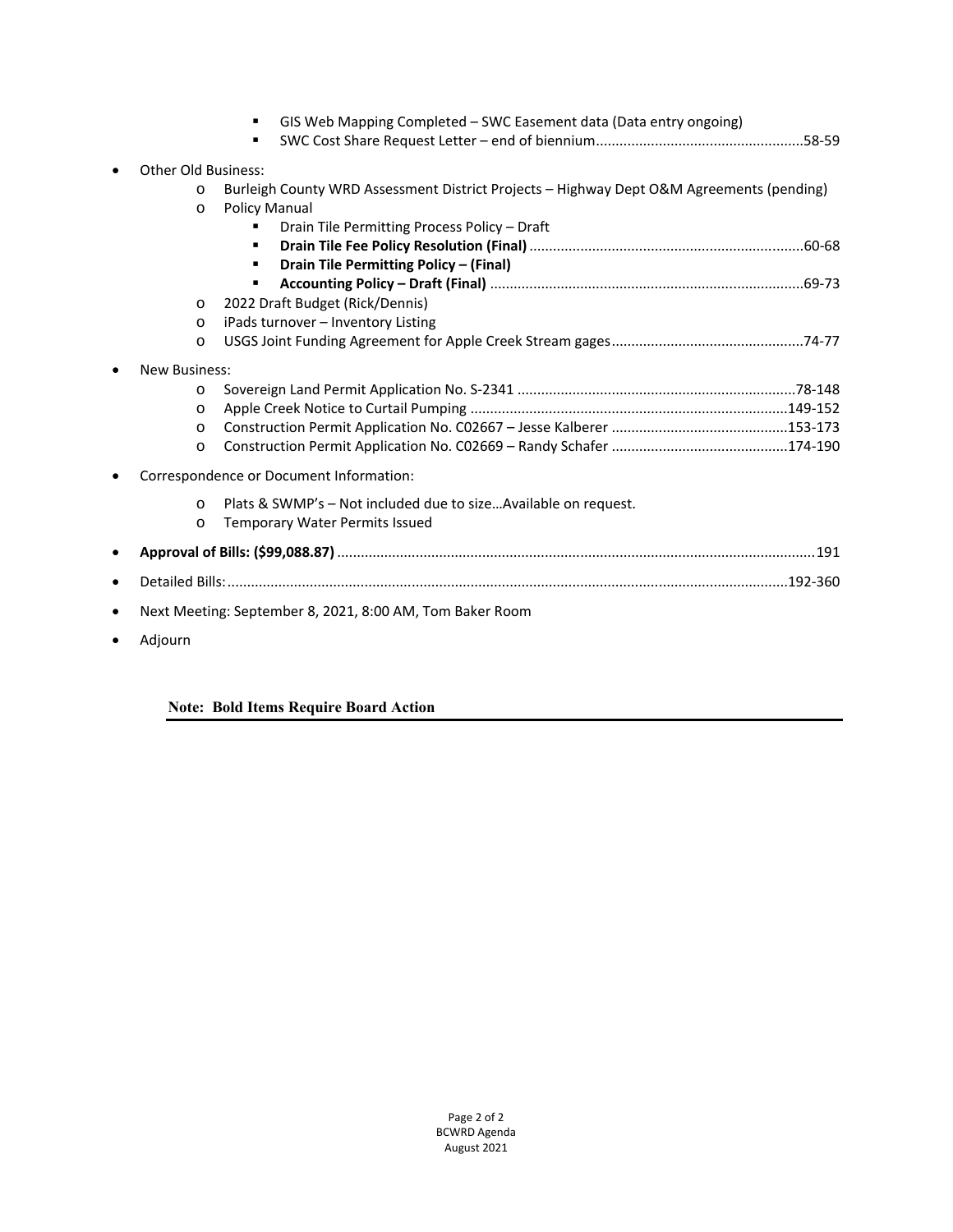- GIS Web Mapping Completed – SWC Easement data (Data entry ongoing)
      - SWC Cost Share Request Letter – end of biennium....................................................58-59

- Other Old Business:
  - Burleigh County WRD Assessment District Projects – Highway Dept O&M Agreements (pending)
  - Policy Manual
    - Drain Tile Permitting Process Policy – Draft
    - **Drain Tile Fee Policy Resolution (Final)**......................................................................60-68
    - **Drain Tile Permitting Policy – (Final)**
    - **Accounting Policy – Draft (Final)** ................................................................................69-73
  - 2022 Draft Budget (Rick/Dennis)
  - iPads turnover – Inventory Listing
  - USGS Joint Funding Agreement for Apple Creek Stream gages.................................................74-77

- New Business:
  - Sovereign Land Permit Application No. S-2341 .......................................................................78-148
  - Apple Creek Notice to Curtail Pumping .................................................................................149-152
  - Construction Permit Application No. C02667 – Jesse Kalberer .............................................153-173
  - Construction Permit Application No. C02669 – Randy Schafer .............................................174-190

- Correspondence or Document Information:
  - Plats & SWMP's – Not included due to size…Available on request.
  - Temporary Water Permits Issued

- **Approval of Bills: ($99,088.87)** ........................................................................................................191
- Detailed Bills:.............................................................................................................................192-360
- Next Meeting: September 8, 2021, 8:00 AM, Tom Baker Room
- Adjourn

**Note: Bold Items Require Board Action**